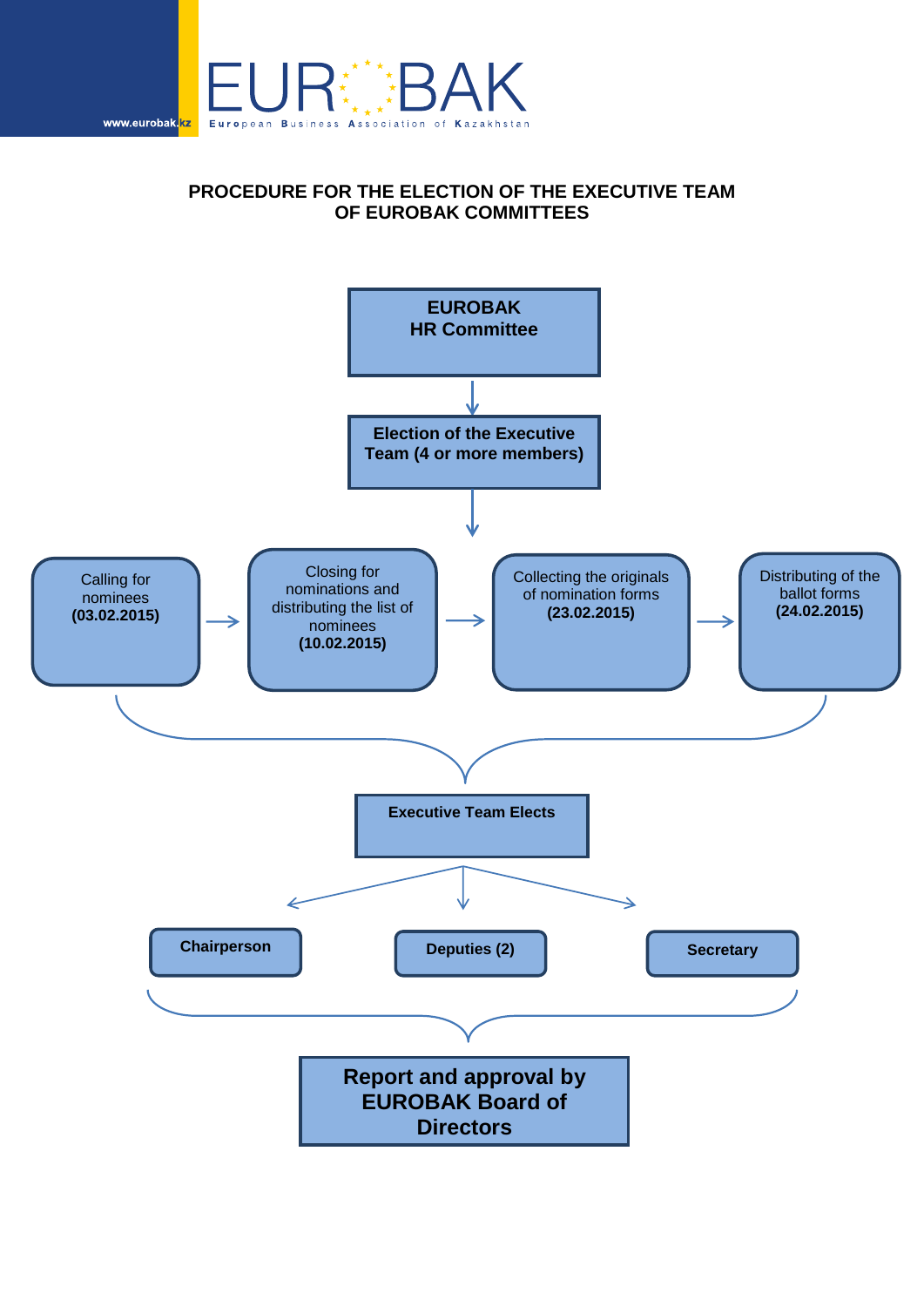EUROBAK

European Business Association of Kazakhstan

www.eurobak.kz

# PROCEDURE FOR THE ELECTION OF THE EXECUTIVE TEAM OF EUROBAK COMMITTEES

**EUROBAK HR Committee**

↓

**Election of the Executive Team (4 or more members)**

↓

Calling for nominees **(03.02.2015)** → Closing for nominations and distributing the list of nominees **(10.02.2015)** → Collecting the originals of nomination forms **(23.02.2015)** → Distributing of the ballot forms **(24.02.2015)**

**Executive Team Elects**

- **Chairperson**
- **Deputies (2)**
- **Secretary**

**Report and approval by EUROBAK Board of Directors**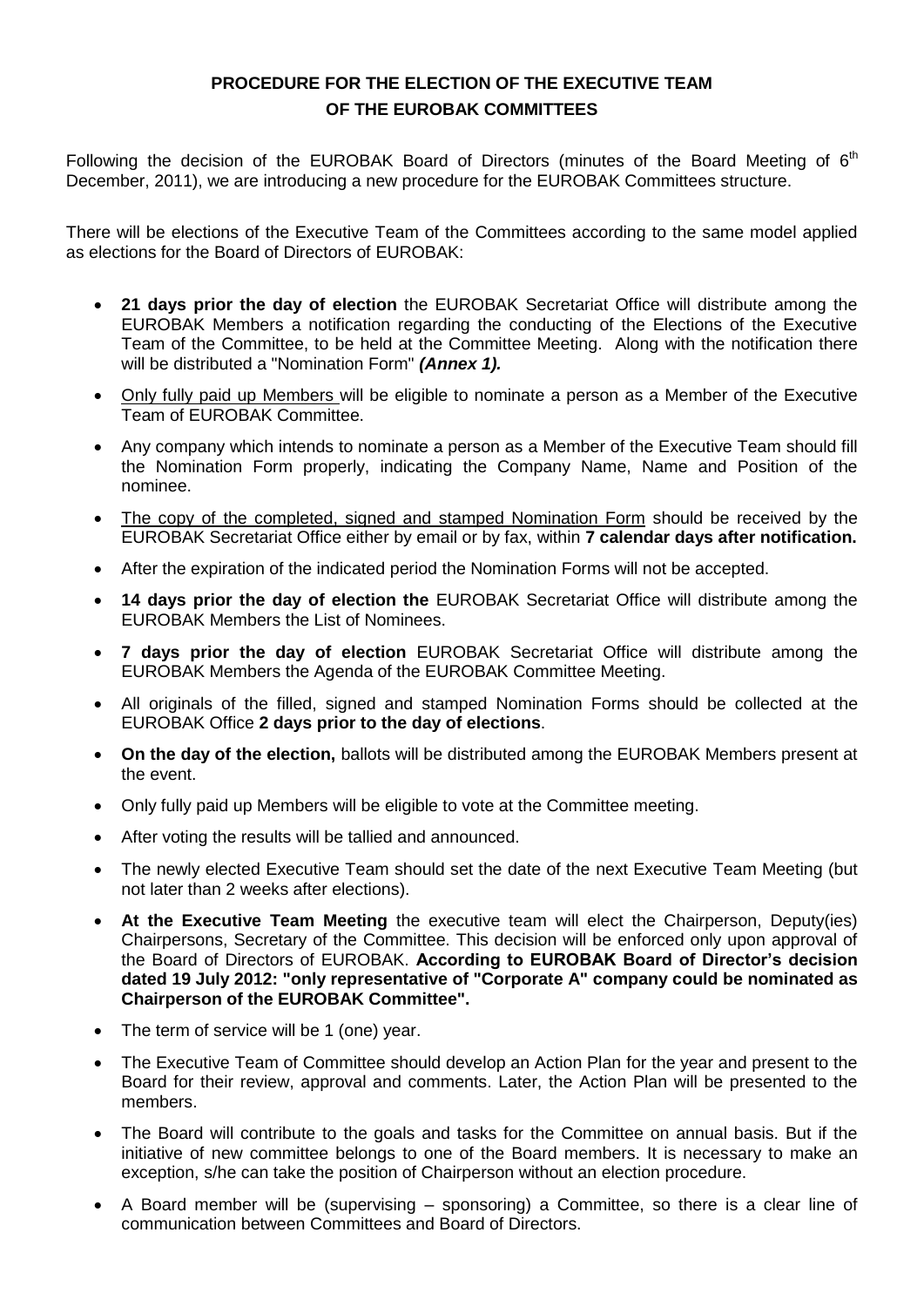# PROCEDURE FOR THE ELECTION OF THE EXECUTIVE TEAM OF THE EUROBAK COMMITTEES

Following the decision of the EUROBAK Board of Directors (minutes of the Board Meeting of 6th December, 2011), we are introducing a new procedure for the EUROBAK Committees structure.

There will be elections of the Executive Team of the Committees according to the same model applied as elections for the Board of Directors of EUROBAK:

- **21 days prior the day of election** the EUROBAK Secretariat Office will distribute among the EUROBAK Members a notification regarding the conducting of the Elections of the Executive Team of the Committee, to be held at the Committee Meeting. Along with the notification there will be distributed a "Nomination Form" ***(Annex 1).***
- <u>Only fully paid up Members</u> will be eligible to nominate a person as a Member of the Executive Team of EUROBAK Committee.
- Any company which intends to nominate a person as a Member of the Executive Team should fill the Nomination Form properly, indicating the Company Name, Name and Position of the nominee.
- <u>The copy of the completed, signed and stamped Nomination Form</u> should be received by the EUROBAK Secretariat Office either by email or by fax, within **7 calendar days after notification.**
- After the expiration of the indicated period the Nomination Forms will not be accepted.
- **14 days prior the day of election the** EUROBAK Secretariat Office will distribute among the EUROBAK Members the List of Nominees.
- **7 days prior the day of election** EUROBAK Secretariat Office will distribute among the EUROBAK Members the Agenda of the EUROBAK Committee Meeting.
- All originals of the filled, signed and stamped Nomination Forms should be collected at the EUROBAK Office **2 days prior to the day of elections**.
- **On the day of the election,** ballots will be distributed among the EUROBAK Members present at the event.
- Only fully paid up Members will be eligible to vote at the Committee meeting.
- After voting the results will be tallied and announced.
- The newly elected Executive Team should set the date of the next Executive Team Meeting (but not later than 2 weeks after elections).
- **At the Executive Team Meeting** the executive team will elect the Chairperson, Deputy(ies) Chairpersons, Secretary of the Committee. This decision will be enforced only upon approval of the Board of Directors of EUROBAK. **According to EUROBAK Board of Director's decision dated 19 July 2012: "only representative of "Corporate A" company could be nominated as Chairperson of the EUROBAK Committee".**
- The term of service will be 1 (one) year.
- The Executive Team of Committee should develop an Action Plan for the year and present to the Board for their review, approval and comments. Later, the Action Plan will be presented to the members.
- The Board will contribute to the goals and tasks for the Committee on annual basis. But if the initiative of new committee belongs to one of the Board members. It is necessary to make an exception, s/he can take the position of Chairperson without an election procedure.
- A Board member will be (supervising – sponsoring) a Committee, so there is a clear line of communication between Committees and Board of Directors.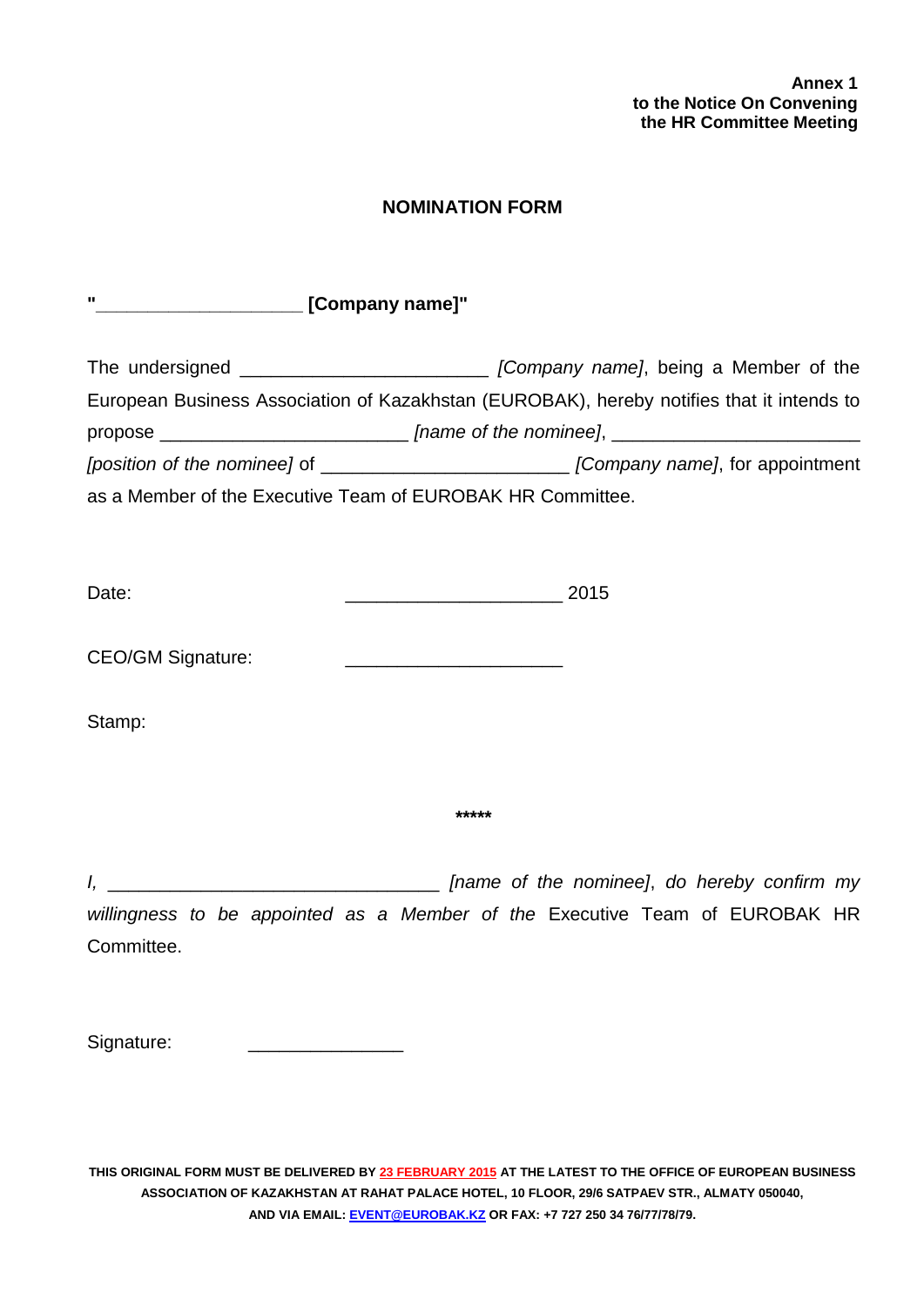**Annex 1**
**to the Notice On Convening**
**the HR Committee Meeting**

**NOMINATION FORM**

**"____________________ [Company name]"**

The undersigned ________________________ *[Company name]*, being a Member of the European Business Association of Kazakhstan (EUROBAK), hereby notifies that it intends to propose ________________________ *[name of the nominee]*, ________________________ *[position of the nominee]* of ________________________ *[Company name]*, for appointment as a Member of the Executive Team of EUROBAK HR Committee.

Date: _____________________ 2015

CEO/GM Signature: _____________________

Stamp:

**\*\*\*\*\***

*I, ________________________________ [name of the nominee], do hereby confirm my willingness to be appointed as a Member of the* Executive Team of EUROBAK HR Committee.

Signature: _______________

**THIS ORIGINAL FORM MUST BE DELIVERED BY 23 FEBRUARY 2015 AT THE LATEST TO THE OFFICE OF EUROPEAN BUSINESS ASSOCIATION OF KAZAKHSTAN AT RAHAT PALACE HOTEL, 10 FLOOR, 29/6 SATPAEV STR., ALMATY 050040, AND VIA EMAIL: EVENT@EUROBAK.KZ OR FAX: +7 727 250 34 76/77/78/79.**